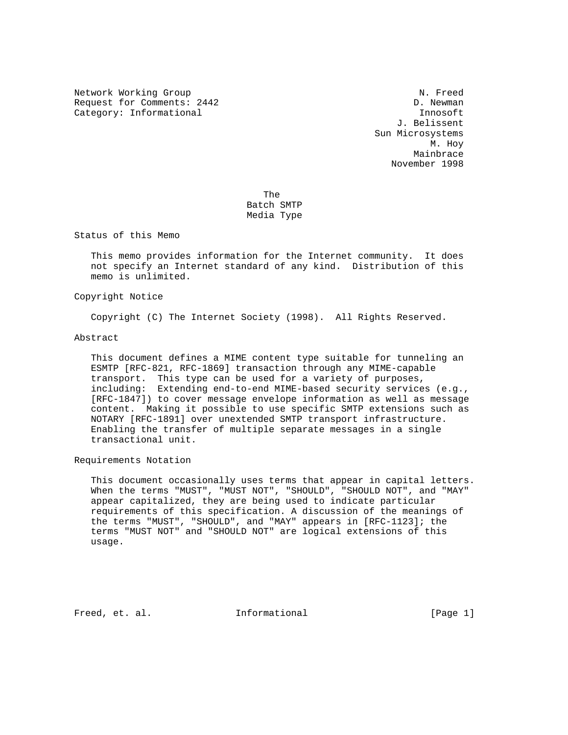Network Working Group N. Freed
Request for Comments: 2442 D. Newman
Category: Informational Innosoft
J. Belissent
Sun Microsystems
M. Hoy
Mainbrace
November 1998

# The Batch SMTP Media Type

## Status of this Memo

This memo provides information for the Internet community. It does not specify an Internet standard of any kind. Distribution of this memo is unlimited.

## Copyright Notice

Copyright (C) The Internet Society (1998). All Rights Reserved.

## Abstract

This document defines a MIME content type suitable for tunneling an ESMTP [RFC-821, RFC-1869] transaction through any MIME-capable transport. This type can be used for a variety of purposes, including: Extending end-to-end MIME-based security services (e.g., [RFC-1847]) to cover message envelope information as well as message content. Making it possible to use specific SMTP extensions such as NOTARY [RFC-1891] over unextended SMTP transport infrastructure. Enabling the transfer of multiple separate messages in a single transactional unit.

## Requirements Notation

This document occasionally uses terms that appear in capital letters. When the terms "MUST", "MUST NOT", "SHOULD", "SHOULD NOT", and "MAY" appear capitalized, they are being used to indicate particular requirements of this specification. A discussion of the meanings of the terms "MUST", "SHOULD", and "MAY" appears in [RFC-1123]; the terms "MUST NOT" and "SHOULD NOT" are logical extensions of this usage.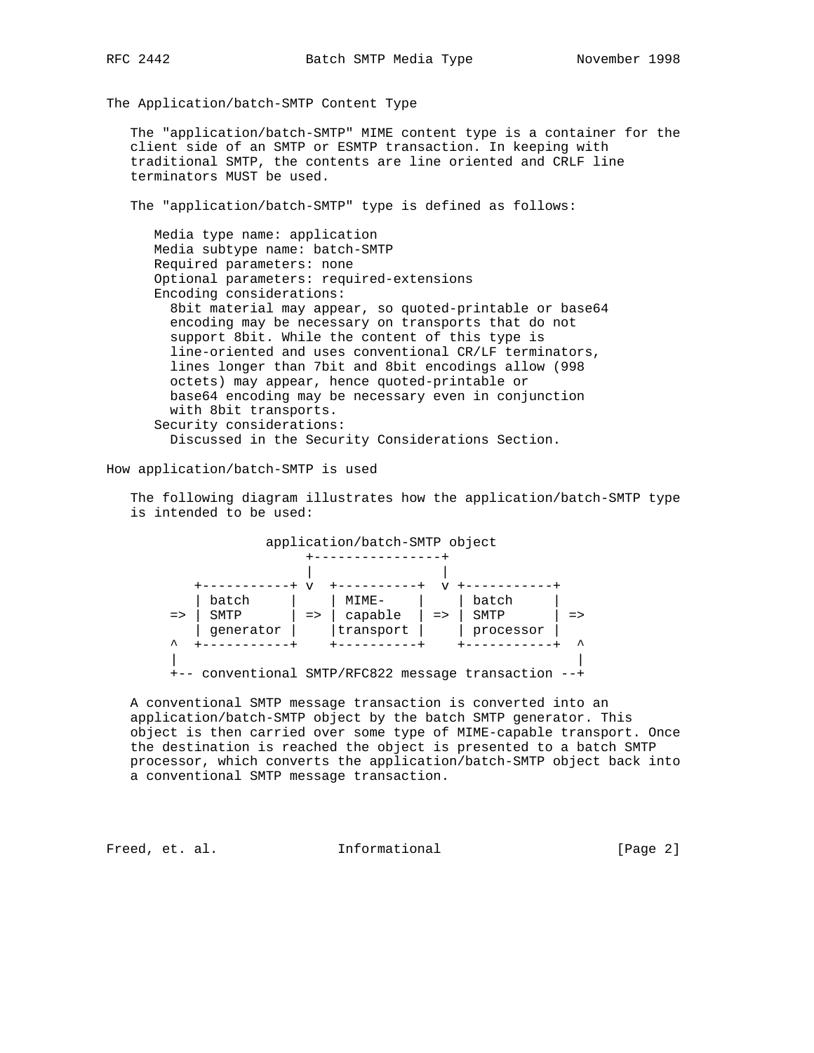## The Application/batch-SMTP Content Type

The "application/batch-SMTP" MIME content type is a container for the client side of an SMTP or ESMTP transaction. In keeping with traditional SMTP, the contents are line oriented and CRLF line terminators MUST be used.

The "application/batch-SMTP" type is defined as follows:

```
Media type name: application
Media subtype name: batch-SMTP
Required parameters: none
Optional parameters: required-extensions
Encoding considerations:
  8bit material may appear, so quoted-printable or base64
  encoding may be necessary on transports that do not
  support 8bit. While the content of this type is
  line-oriented and uses conventional CR/LF terminators,
  lines longer than 7bit and 8bit encodings allow (998
  octets) may appear, hence quoted-printable or
  base64 encoding may be necessary even in conjunction
  with 8bit transports.
Security considerations:
  Discussed in the Security Considerations Section.
```

## How application/batch-SMTP is used

The following diagram illustrates how the application/batch-SMTP type is intended to be used:

```
                 application/batch-SMTP object
                      +----------------+
                      |                |
       +-----------+ v  +----------+  v +-----------+
       | batch     |    | MIME-    |    | batch     |
    => | SMTP      | => | capable  | => | SMTP      | =>
       | generator |    |transport |    | processor |
    ^  +-----------+    +----------+    +-----------+  ^
    |                                                  |
    +-- conventional SMTP/RFC822 message transaction --+
```

A conventional SMTP message transaction is converted into an application/batch-SMTP object by the batch SMTP generator. This object is then carried over some type of MIME-capable transport. Once the destination is reached the object is presented to a batch SMTP processor, which converts the application/batch-SMTP object back into a conventional SMTP message transaction.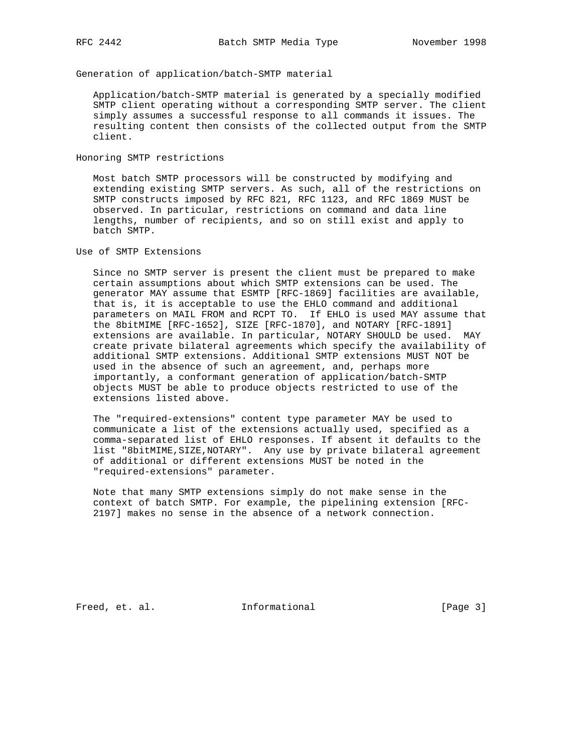## Generation of application/batch-SMTP material

Application/batch-SMTP material is generated by a specially modified SMTP client operating without a corresponding SMTP server. The client simply assumes a successful response to all commands it issues. The resulting content then consists of the collected output from the SMTP client.

## Honoring SMTP restrictions

Most batch SMTP processors will be constructed by modifying and extending existing SMTP servers. As such, all of the restrictions on SMTP constructs imposed by RFC 821, RFC 1123, and RFC 1869 MUST be observed. In particular, restrictions on command and data line lengths, number of recipients, and so on still exist and apply to batch SMTP.

## Use of SMTP Extensions

Since no SMTP server is present the client must be prepared to make certain assumptions about which SMTP extensions can be used. The generator MAY assume that ESMTP [RFC-1869] facilities are available, that is, it is acceptable to use the EHLO command and additional parameters on MAIL FROM and RCPT TO. If EHLO is used MAY assume that the 8bitMIME [RFC-1652], SIZE [RFC-1870], and NOTARY [RFC-1891] extensions are available. In particular, NOTARY SHOULD be used. MAY create private bilateral agreements which specify the availability of additional SMTP extensions. Additional SMTP extensions MUST NOT be used in the absence of such an agreement, and, perhaps more importantly, a conformant generation of application/batch-SMTP objects MUST be able to produce objects restricted to use of the extensions listed above.

The "required-extensions" content type parameter MAY be used to communicate a list of the extensions actually used, specified as a comma-separated list of EHLO responses. If absent it defaults to the list "8bitMIME,SIZE,NOTARY". Any use by private bilateral agreement of additional or different extensions MUST be noted in the "required-extensions" parameter.

Note that many SMTP extensions simply do not make sense in the context of batch SMTP. For example, the pipelining extension [RFC-2197] makes no sense in the absence of a network connection.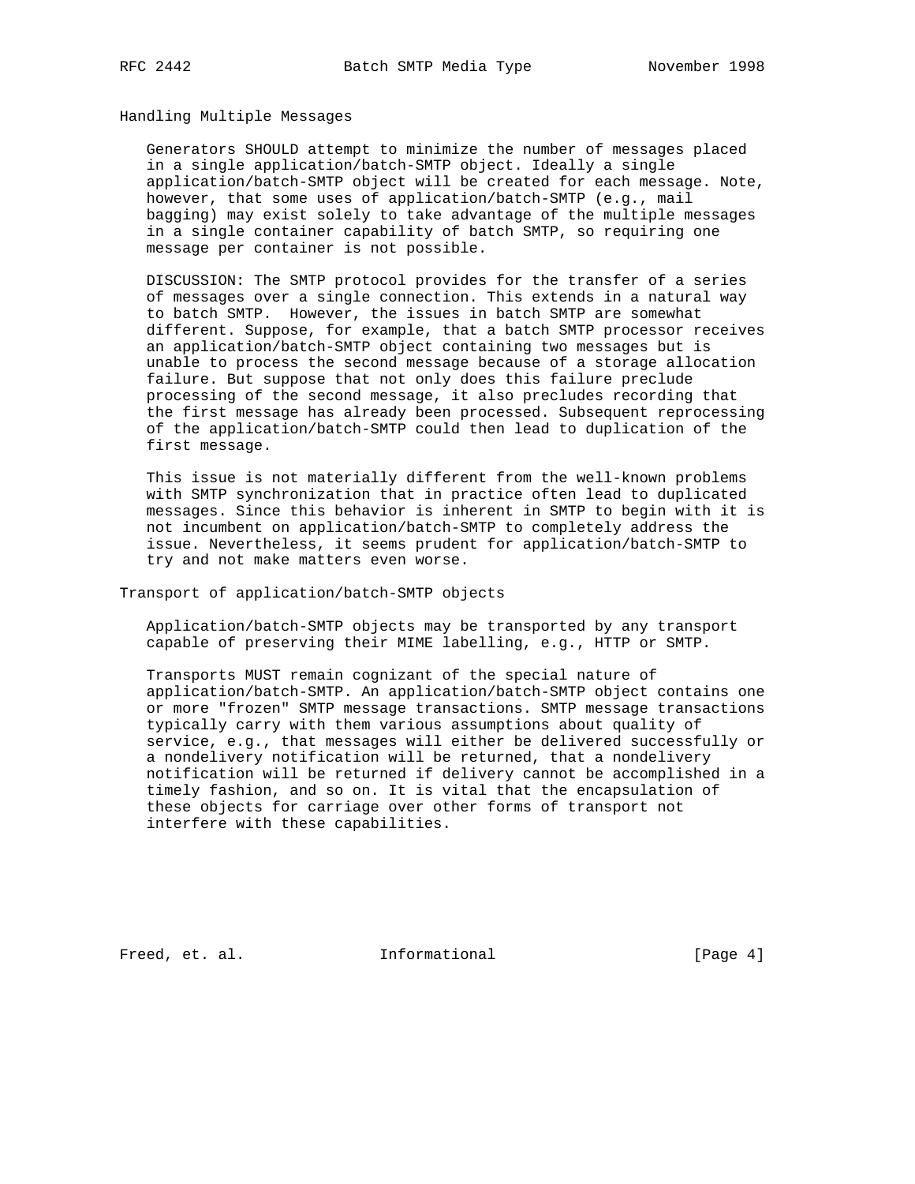## Handling Multiple Messages

Generators SHOULD attempt to minimize the number of messages placed in a single application/batch-SMTP object. Ideally a single application/batch-SMTP object will be created for each message. Note, however, that some uses of application/batch-SMTP (e.g., mail bagging) may exist solely to take advantage of the multiple messages in a single container capability of batch SMTP, so requiring one message per container is not possible.

DISCUSSION: The SMTP protocol provides for the transfer of a series of messages over a single connection. This extends in a natural way to batch SMTP. However, the issues in batch SMTP are somewhat different. Suppose, for example, that a batch SMTP processor receives an application/batch-SMTP object containing two messages but is unable to process the second message because of a storage allocation failure. But suppose that not only does this failure preclude processing of the second message, it also precludes recording that the first message has already been processed. Subsequent reprocessing of the application/batch-SMTP could then lead to duplication of the first message.

This issue is not materially different from the well-known problems with SMTP synchronization that in practice often lead to duplicated messages. Since this behavior is inherent in SMTP to begin with it is not incumbent on application/batch-SMTP to completely address the issue. Nevertheless, it seems prudent for application/batch-SMTP to try and not make matters even worse.

## Transport of application/batch-SMTP objects

Application/batch-SMTP objects may be transported by any transport capable of preserving their MIME labelling, e.g., HTTP or SMTP.

Transports MUST remain cognizant of the special nature of application/batch-SMTP. An application/batch-SMTP object contains one or more "frozen" SMTP message transactions. SMTP message transactions typically carry with them various assumptions about quality of service, e.g., that messages will either be delivered successfully or a nondelivery notification will be returned, that a nondelivery notification will be returned if delivery cannot be accomplished in a timely fashion, and so on. It is vital that the encapsulation of these objects for carriage over other forms of transport not interfere with these capabilities.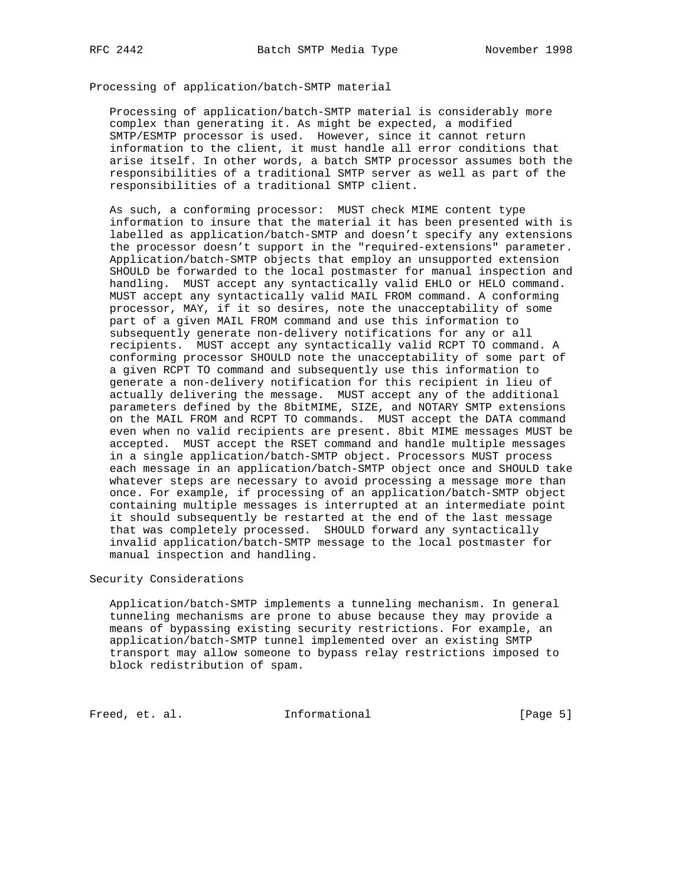## Processing of application/batch-SMTP material

Processing of application/batch-SMTP material is considerably more complex than generating it. As might be expected, a modified SMTP/ESMTP processor is used. However, since it cannot return information to the client, it must handle all error conditions that arise itself. In other words, a batch SMTP processor assumes both the responsibilities of a traditional SMTP server as well as part of the responsibilities of a traditional SMTP client.

As such, a conforming processor: MUST check MIME content type information to insure that the material it has been presented with is labelled as application/batch-SMTP and doesn't specify any extensions the processor doesn't support in the "required-extensions" parameter. Application/batch-SMTP objects that employ an unsupported extension SHOULD be forwarded to the local postmaster for manual inspection and handling. MUST accept any syntactically valid EHLO or HELO command. MUST accept any syntactically valid MAIL FROM command. A conforming processor, MAY, if it so desires, note the unacceptability of some part of a given MAIL FROM command and use this information to subsequently generate non-delivery notifications for any or all recipients. MUST accept any syntactically valid RCPT TO command. A conforming processor SHOULD note the unacceptability of some part of a given RCPT TO command and subsequently use this information to generate a non-delivery notification for this recipient in lieu of actually delivering the message. MUST accept any of the additional parameters defined by the 8bitMIME, SIZE, and NOTARY SMTP extensions on the MAIL FROM and RCPT TO commands. MUST accept the DATA command even when no valid recipients are present. 8bit MIME messages MUST be accepted. MUST accept the RSET command and handle multiple messages in a single application/batch-SMTP object. Processors MUST process each message in an application/batch-SMTP object once and SHOULD take whatever steps are necessary to avoid processing a message more than once. For example, if processing of an application/batch-SMTP object containing multiple messages is interrupted at an intermediate point it should subsequently be restarted at the end of the last message that was completely processed. SHOULD forward any syntactically invalid application/batch-SMTP message to the local postmaster for manual inspection and handling.

## Security Considerations

Application/batch-SMTP implements a tunneling mechanism. In general tunneling mechanisms are prone to abuse because they may provide a means of bypassing existing security restrictions. For example, an application/batch-SMTP tunnel implemented over an existing SMTP transport may allow someone to bypass relay restrictions imposed to block redistribution of spam.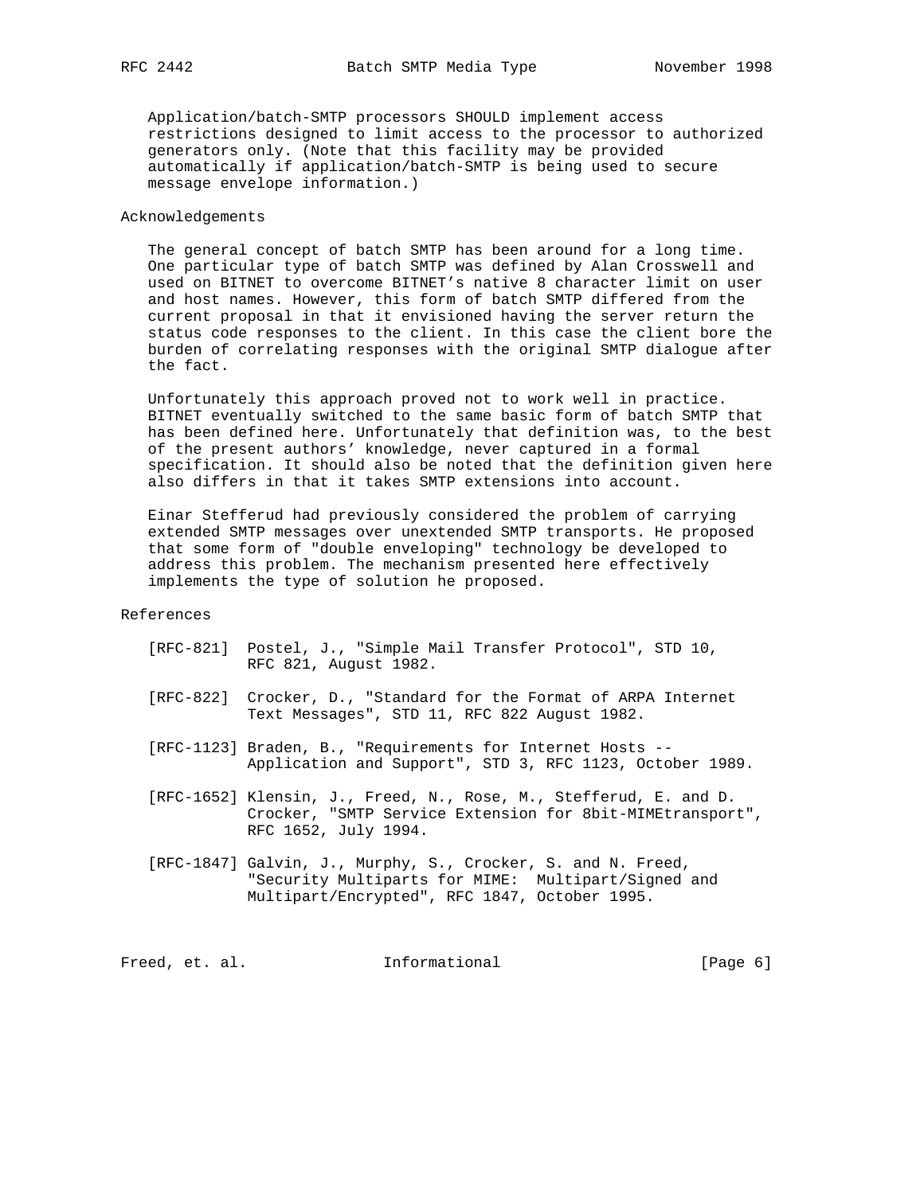Application/batch-SMTP processors SHOULD implement access restrictions designed to limit access to the processor to authorized generators only. (Note that this facility may be provided automatically if application/batch-SMTP is being used to secure message envelope information.)

## Acknowledgements

The general concept of batch SMTP has been around for a long time. One particular type of batch SMTP was defined by Alan Crosswell and used on BITNET to overcome BITNET's native 8 character limit on user and host names. However, this form of batch SMTP differed from the current proposal in that it envisioned having the server return the status code responses to the client. In this case the client bore the burden of correlating responses with the original SMTP dialogue after the fact.

Unfortunately this approach proved not to work well in practice. BITNET eventually switched to the same basic form of batch SMTP that has been defined here. Unfortunately that definition was, to the best of the present authors' knowledge, never captured in a formal specification. It should also be noted that the definition given here also differs in that it takes SMTP extensions into account.

Einar Stefferud had previously considered the problem of carrying extended SMTP messages over unextended SMTP transports. He proposed that some form of "double enveloping" technology be developed to address this problem. The mechanism presented here effectively implements the type of solution he proposed.

## References

[RFC-821] Postel, J., "Simple Mail Transfer Protocol", STD 10, RFC 821, August 1982.

[RFC-822] Crocker, D., "Standard for the Format of ARPA Internet Text Messages", STD 11, RFC 822 August 1982.

[RFC-1123] Braden, B., "Requirements for Internet Hosts -- Application and Support", STD 3, RFC 1123, October 1989.

[RFC-1652] Klensin, J., Freed, N., Rose, M., Stefferud, E. and D. Crocker, "SMTP Service Extension for 8bit-MIMEtransport", RFC 1652, July 1994.

[RFC-1847] Galvin, J., Murphy, S., Crocker, S. and N. Freed, "Security Multiparts for MIME: Multipart/Signed and Multipart/Encrypted", RFC 1847, October 1995.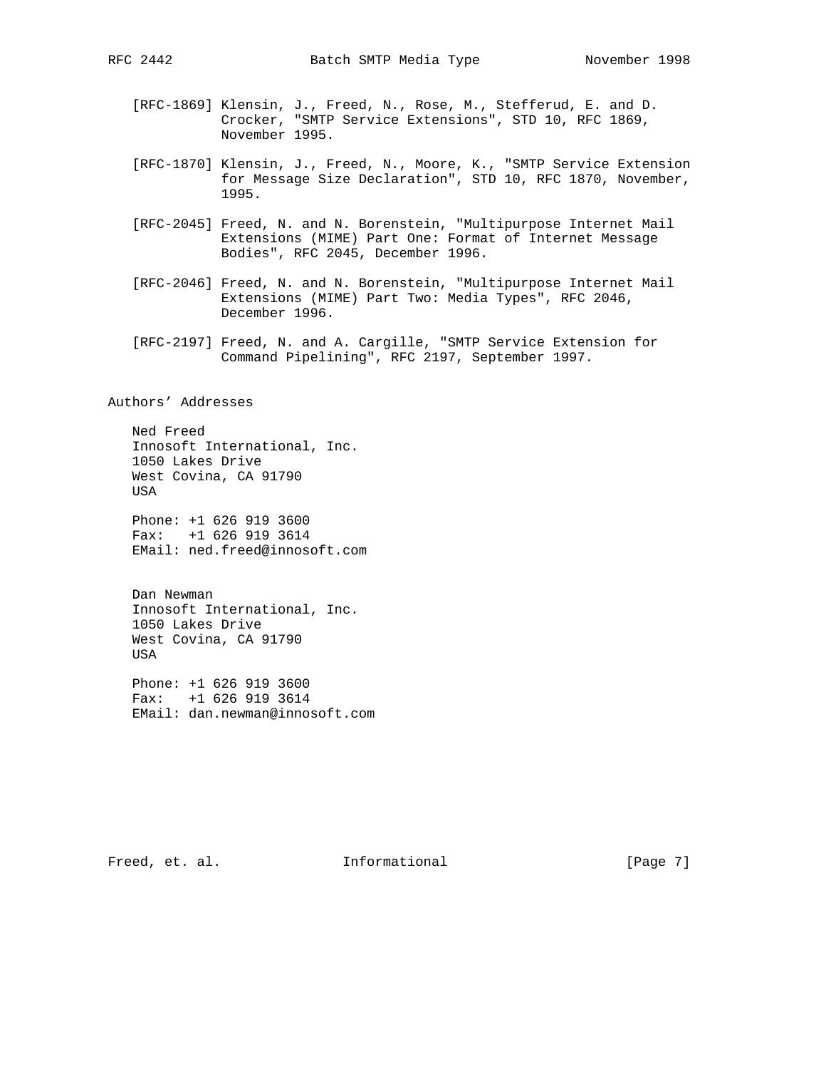[RFC-1869] Klensin, J., Freed, N., Rose, M., Stefferud, E. and D. Crocker, "SMTP Service Extensions", STD 10, RFC 1869, November 1995.

[RFC-1870] Klensin, J., Freed, N., Moore, K., "SMTP Service Extension for Message Size Declaration", STD 10, RFC 1870, November, 1995.

[RFC-2045] Freed, N. and N. Borenstein, "Multipurpose Internet Mail Extensions (MIME) Part One: Format of Internet Message Bodies", RFC 2045, December 1996.

[RFC-2046] Freed, N. and N. Borenstein, "Multipurpose Internet Mail Extensions (MIME) Part Two: Media Types", RFC 2046, December 1996.

[RFC-2197] Freed, N. and A. Cargille, "SMTP Service Extension for Command Pipelining", RFC 2197, September 1997.

## Authors' Addresses

Ned Freed
Innosoft International, Inc.
1050 Lakes Drive
West Covina, CA 91790
USA

Phone: +1 626 919 3600
Fax: +1 626 919 3614
EMail: ned.freed@innosoft.com

Dan Newman
Innosoft International, Inc.
1050 Lakes Drive
West Covina, CA 91790
USA

Phone: +1 626 919 3600
Fax: +1 626 919 3614
EMail: dan.newman@innosoft.com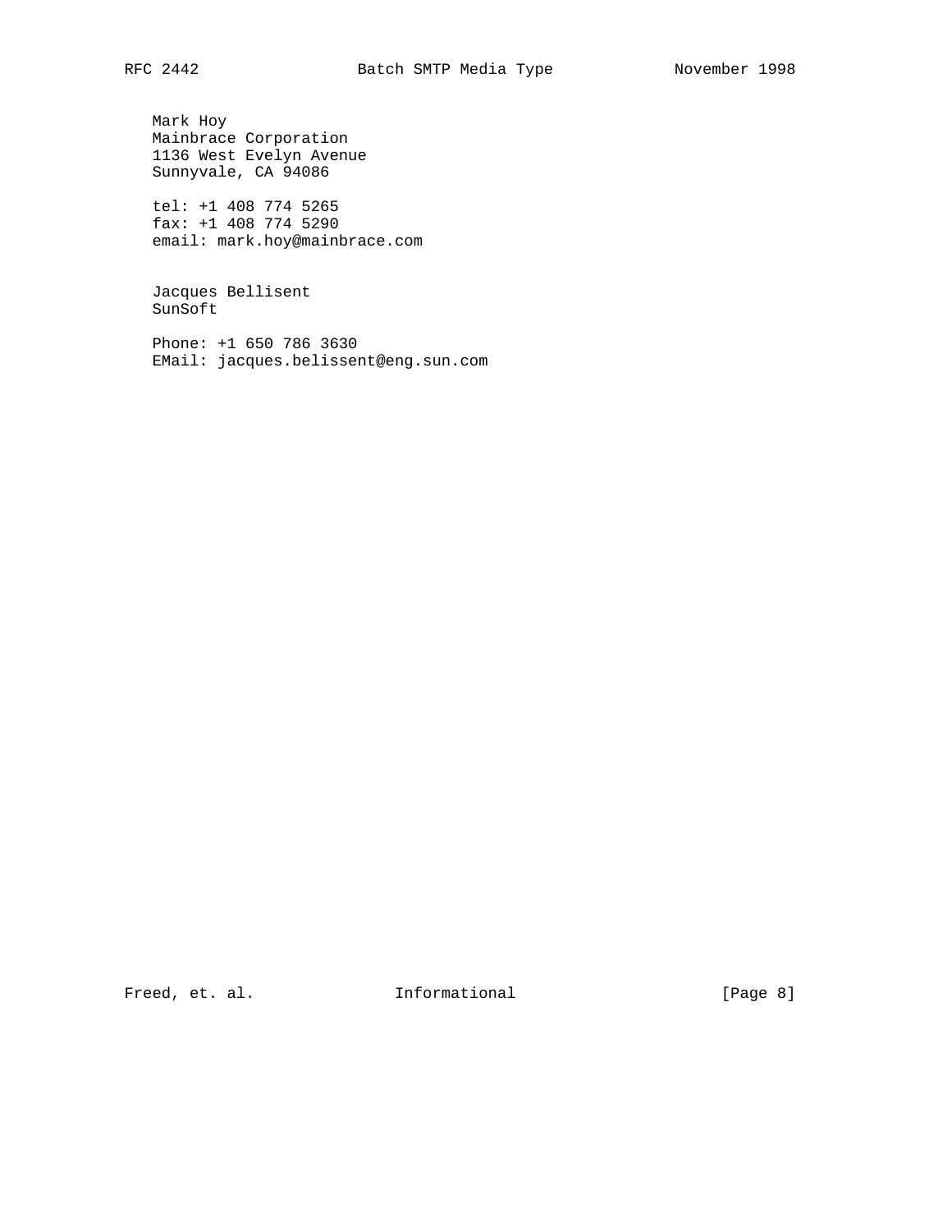Mark Hoy
Mainbrace Corporation
1136 West Evelyn Avenue
Sunnyvale, CA 94086

tel: +1 408 774 5265
fax: +1 408 774 5290
email: mark.hoy@mainbrace.com

Jacques Bellisent
SunSoft

Phone: +1 650 786 3630
EMail: jacques.belissent@eng.sun.com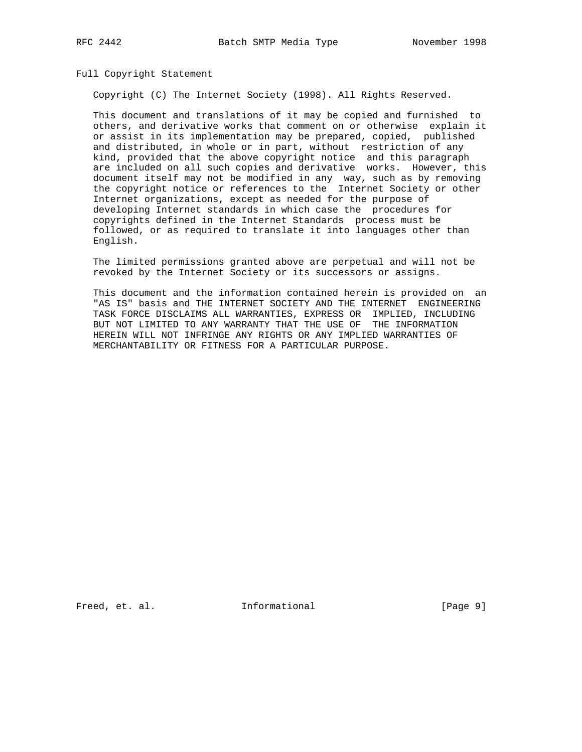## Full Copyright Statement

Copyright (C) The Internet Society (1998). All Rights Reserved.

This document and translations of it may be copied and furnished to others, and derivative works that comment on or otherwise explain it or assist in its implementation may be prepared, copied, published and distributed, in whole or in part, without restriction of any kind, provided that the above copyright notice and this paragraph are included on all such copies and derivative works. However, this document itself may not be modified in any way, such as by removing the copyright notice or references to the Internet Society or other Internet organizations, except as needed for the purpose of developing Internet standards in which case the procedures for copyrights defined in the Internet Standards process must be followed, or as required to translate it into languages other than English.

The limited permissions granted above are perpetual and will not be revoked by the Internet Society or its successors or assigns.

This document and the information contained herein is provided on an "AS IS" basis and THE INTERNET SOCIETY AND THE INTERNET ENGINEERING TASK FORCE DISCLAIMS ALL WARRANTIES, EXPRESS OR IMPLIED, INCLUDING BUT NOT LIMITED TO ANY WARRANTY THAT THE USE OF THE INFORMATION HEREIN WILL NOT INFRINGE ANY RIGHTS OR ANY IMPLIED WARRANTIES OF MERCHANTABILITY OR FITNESS FOR A PARTICULAR PURPOSE.